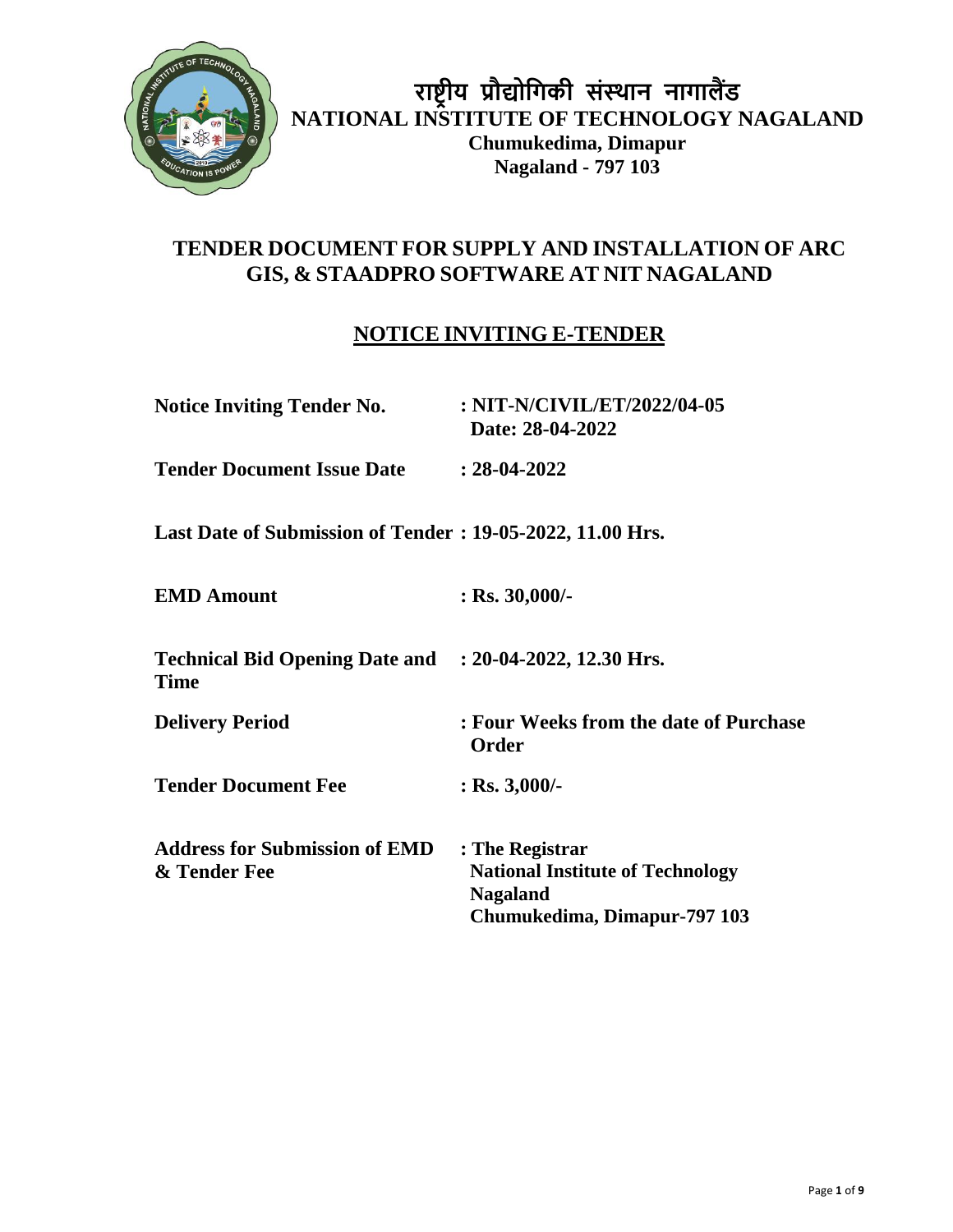# राष्ट्रीय प्रौद्योगिकी संस्थान नागालैंड
# NATIONAL INSTITUTE OF TECHNOLOGY NAGALAND
**Chumukedima, Dimapur**
**Nagaland - 797 103**

## TENDER DOCUMENT FOR SUPPLY AND INSTALLATION OF ARC GIS, & STAADPRO SOFTWARE AT NIT NAGALAND

## NOTICE INVITING E-TENDER

| | |
|---|---|
| **Notice Inviting Tender No.** | **: NIT-N/CIVIL/ET/2022/04-05 Date: 28-04-2022** |
| **Tender Document Issue Date** | **: 28-04-2022** |
| **Last Date of Submission of Tender** | **: 19-05-2022, 11.00 Hrs.** |
| **EMD Amount** | **: Rs. 30,000/-** |
| **Technical Bid Opening Date and Time** | **: 20-04-2022, 12.30 Hrs.** |
| **Delivery Period** | **: Four Weeks from the date of Purchase Order** |
| **Tender Document Fee** | **: Rs. 3,000/-** |
| **Address for Submission of EMD & Tender Fee** | **: The Registrar National Institute of Technology Nagaland Chumukedima, Dimapur-797 103** |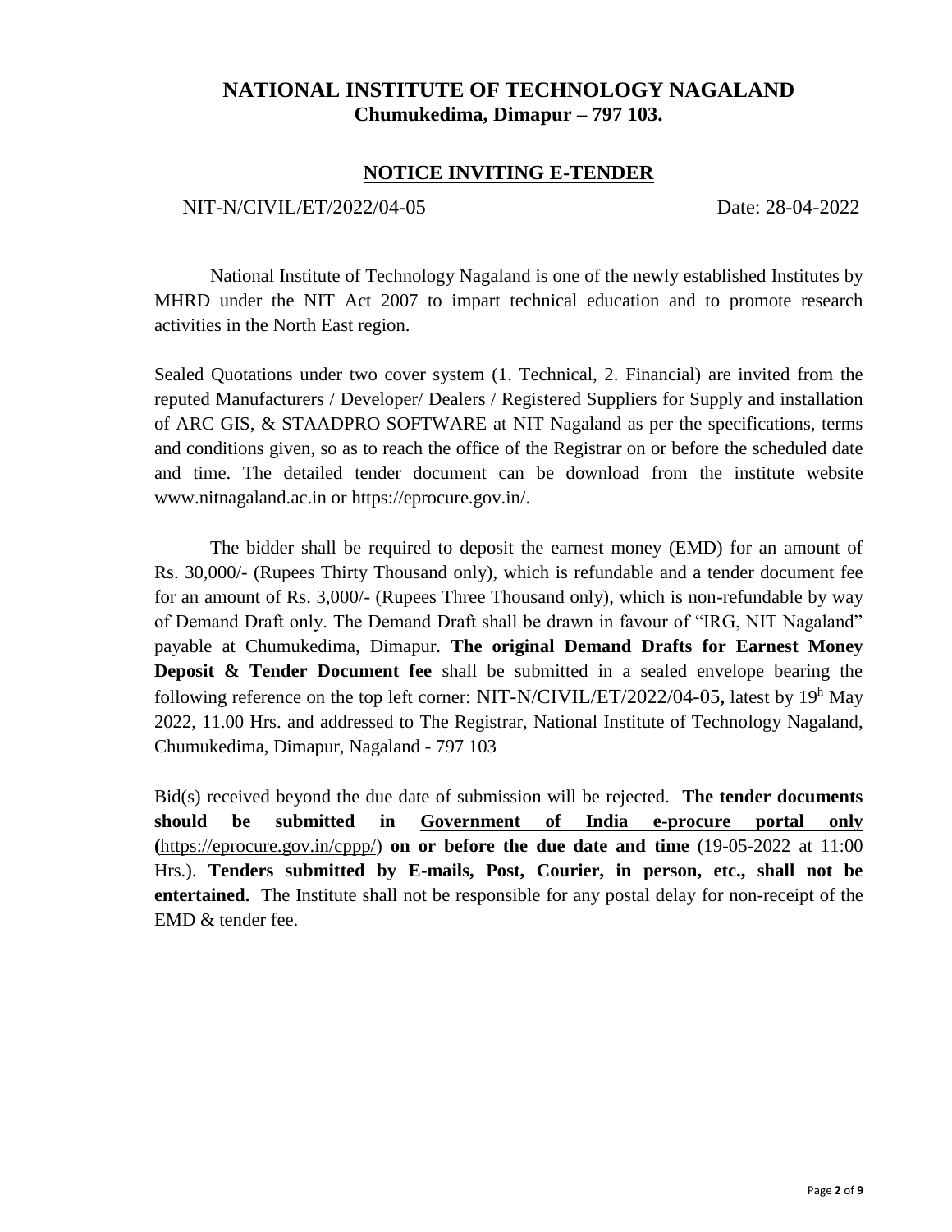# NATIONAL INSTITUTE OF TECHNOLOGY NAGALAND

**Chumukedima, Dimapur – 797 103.**

## NOTICE INVITING E-TENDER

NIT-N/CIVIL/ET/2022/04-05 Date: 28-04-2022

National Institute of Technology Nagaland is one of the newly established Institutes by MHRD under the NIT Act 2007 to impart technical education and to promote research activities in the North East region.

Sealed Quotations under two cover system (1. Technical, 2. Financial) are invited from the reputed Manufacturers / Developer/ Dealers / Registered Suppliers for Supply and installation of ARC GIS, & STAADPRO SOFTWARE at NIT Nagaland as per the specifications, terms and conditions given, so as to reach the office of the Registrar on or before the scheduled date and time. The detailed tender document can be download from the institute website www.nitnagaland.ac.in or https://eprocure.gov.in/.

The bidder shall be required to deposit the earnest money (EMD) for an amount of Rs. 30,000/- (Rupees Thirty Thousand only), which is refundable and a tender document fee for an amount of Rs. 3,000/- (Rupees Three Thousand only), which is non-refundable by way of Demand Draft only. The Demand Draft shall be drawn in favour of "IRG, NIT Nagaland" payable at Chumukedima, Dimapur. **The original Demand Drafts for Earnest Money Deposit & Tender Document fee** shall be submitted in a sealed envelope bearing the following reference on the top left corner: NIT-N/CIVIL/ET/2022/04-05**,** latest by 19h May 2022, 11.00 Hrs. and addressed to The Registrar, National Institute of Technology Nagaland, Chumukedima, Dimapur, Nagaland - 797 103

Bid(s) received beyond the due date of submission will be rejected. **The tender documents should be submitted in Government of India e-procure portal only (**https://eprocure.gov.in/cppp/) **on or before the due date and time** (19-05-2022 at 11:00 Hrs.). **Tenders submitted by E-mails, Post, Courier, in person, etc., shall not be entertained.** The Institute shall not be responsible for any postal delay for non-receipt of the EMD & tender fee.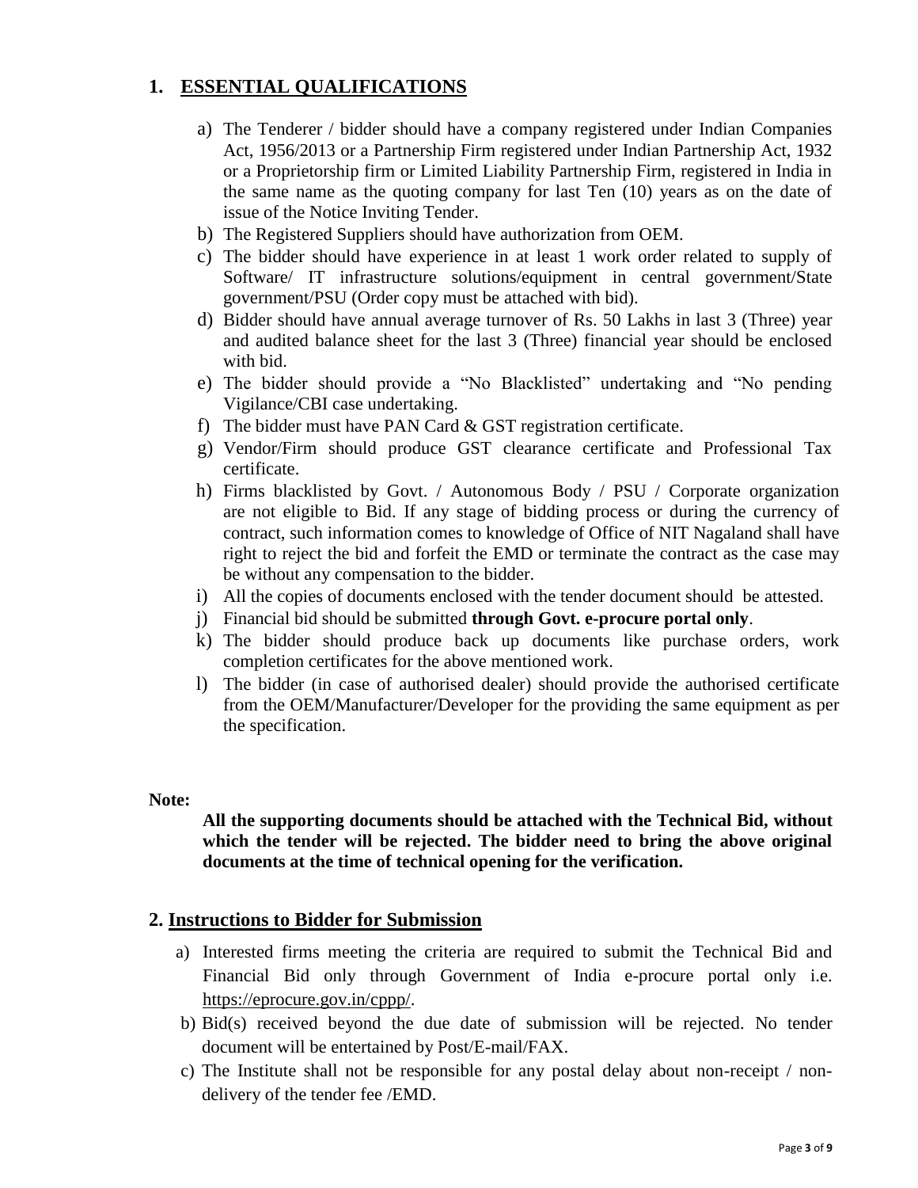## 1. ESSENTIAL QUALIFICATIONS

a) The Tenderer / bidder should have a company registered under Indian Companies Act, 1956/2013 or a Partnership Firm registered under Indian Partnership Act, 1932 or a Proprietorship firm or Limited Liability Partnership Firm, registered in India in the same name as the quoting company for last Ten (10) years as on the date of issue of the Notice Inviting Tender.

b) The Registered Suppliers should have authorization from OEM.

c) The bidder should have experience in at least 1 work order related to supply of Software/ IT infrastructure solutions/equipment in central government/State government/PSU (Order copy must be attached with bid).

d) Bidder should have annual average turnover of Rs. 50 Lakhs in last 3 (Three) year and audited balance sheet for the last 3 (Three) financial year should be enclosed with bid.

e) The bidder should provide a "No Blacklisted" undertaking and "No pending Vigilance/CBI case undertaking.

f) The bidder must have PAN Card & GST registration certificate.

g) Vendor/Firm should produce GST clearance certificate and Professional Tax certificate.

h) Firms blacklisted by Govt. / Autonomous Body / PSU / Corporate organization are not eligible to Bid. If any stage of bidding process or during the currency of contract, such information comes to knowledge of Office of NIT Nagaland shall have right to reject the bid and forfeit the EMD or terminate the contract as the case may be without any compensation to the bidder.

i) All the copies of documents enclosed with the tender document should be attested.

j) Financial bid should be submitted **through Govt. e-procure portal only**.

k) The bidder should produce back up documents like purchase orders, work completion certificates for the above mentioned work.

l) The bidder (in case of authorised dealer) should provide the authorised certificate from the OEM/Manufacturer/Developer for the providing the same equipment as per the specification.

**Note:**

**All the supporting documents should be attached with the Technical Bid, without which the tender will be rejected. The bidder need to bring the above original documents at the time of technical opening for the verification.**

## 2. Instructions to Bidder for Submission

a) Interested firms meeting the criteria are required to submit the Technical Bid and Financial Bid only through Government of India e-procure portal only i.e. https://eprocure.gov.in/cppp/.

b) Bid(s) received beyond the due date of submission will be rejected. No tender document will be entertained by Post/E-mail/FAX.

c) The Institute shall not be responsible for any postal delay about non-receipt / non-delivery of the tender fee /EMD.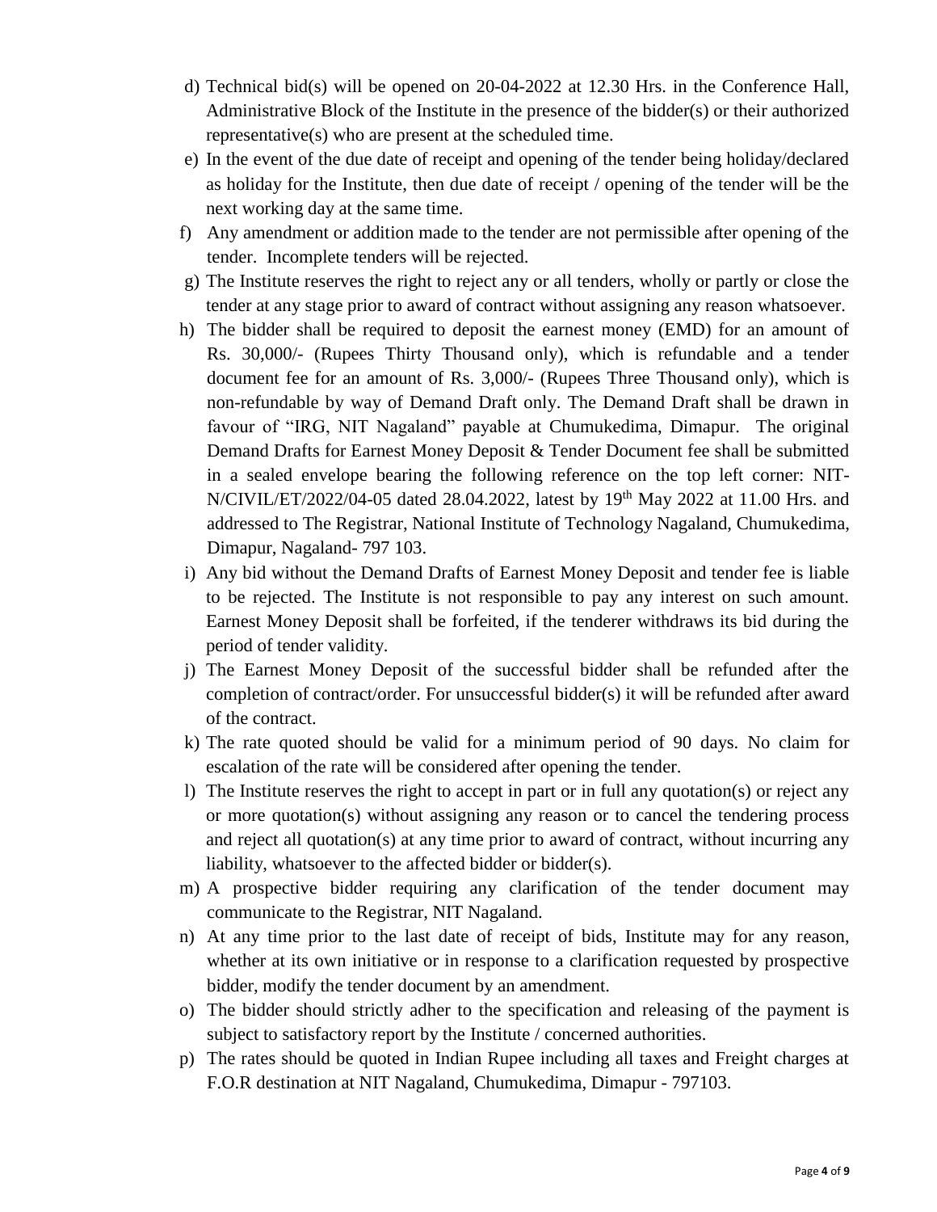d) Technical bid(s) will be opened on 20-04-2022 at 12.30 Hrs. in the Conference Hall, Administrative Block of the Institute in the presence of the bidder(s) or their authorized representative(s) who are present at the scheduled time.

e) In the event of the due date of receipt and opening of the tender being holiday/declared as holiday for the Institute, then due date of receipt / opening of the tender will be the next working day at the same time.

f) Any amendment or addition made to the tender are not permissible after opening of the tender. Incomplete tenders will be rejected.

g) The Institute reserves the right to reject any or all tenders, wholly or partly or close the tender at any stage prior to award of contract without assigning any reason whatsoever.

h) The bidder shall be required to deposit the earnest money (EMD) for an amount of Rs. 30,000/- (Rupees Thirty Thousand only), which is refundable and a tender document fee for an amount of Rs. 3,000/- (Rupees Three Thousand only), which is non-refundable by way of Demand Draft only. The Demand Draft shall be drawn in favour of "IRG, NIT Nagaland" payable at Chumukedima, Dimapur. The original Demand Drafts for Earnest Money Deposit & Tender Document fee shall be submitted in a sealed envelope bearing the following reference on the top left corner: NIT-N/CIVIL/ET/2022/04-05 dated 28.04.2022, latest by 19th May 2022 at 11.00 Hrs. and addressed to The Registrar, National Institute of Technology Nagaland, Chumukedima, Dimapur, Nagaland- 797 103.

i) Any bid without the Demand Drafts of Earnest Money Deposit and tender fee is liable to be rejected. The Institute is not responsible to pay any interest on such amount. Earnest Money Deposit shall be forfeited, if the tenderer withdraws its bid during the period of tender validity.

j) The Earnest Money Deposit of the successful bidder shall be refunded after the completion of contract/order. For unsuccessful bidder(s) it will be refunded after award of the contract.

k) The rate quoted should be valid for a minimum period of 90 days. No claim for escalation of the rate will be considered after opening the tender.

l) The Institute reserves the right to accept in part or in full any quotation(s) or reject any or more quotation(s) without assigning any reason or to cancel the tendering process and reject all quotation(s) at any time prior to award of contract, without incurring any liability, whatsoever to the affected bidder or bidder(s).

m) A prospective bidder requiring any clarification of the tender document may communicate to the Registrar, NIT Nagaland.

n) At any time prior to the last date of receipt of bids, Institute may for any reason, whether at its own initiative or in response to a clarification requested by prospective bidder, modify the tender document by an amendment.

o) The bidder should strictly adher to the specification and releasing of the payment is subject to satisfactory report by the Institute / concerned authorities.

p) The rates should be quoted in Indian Rupee including all taxes and Freight charges at F.O.R destination at NIT Nagaland, Chumukedima, Dimapur - 797103.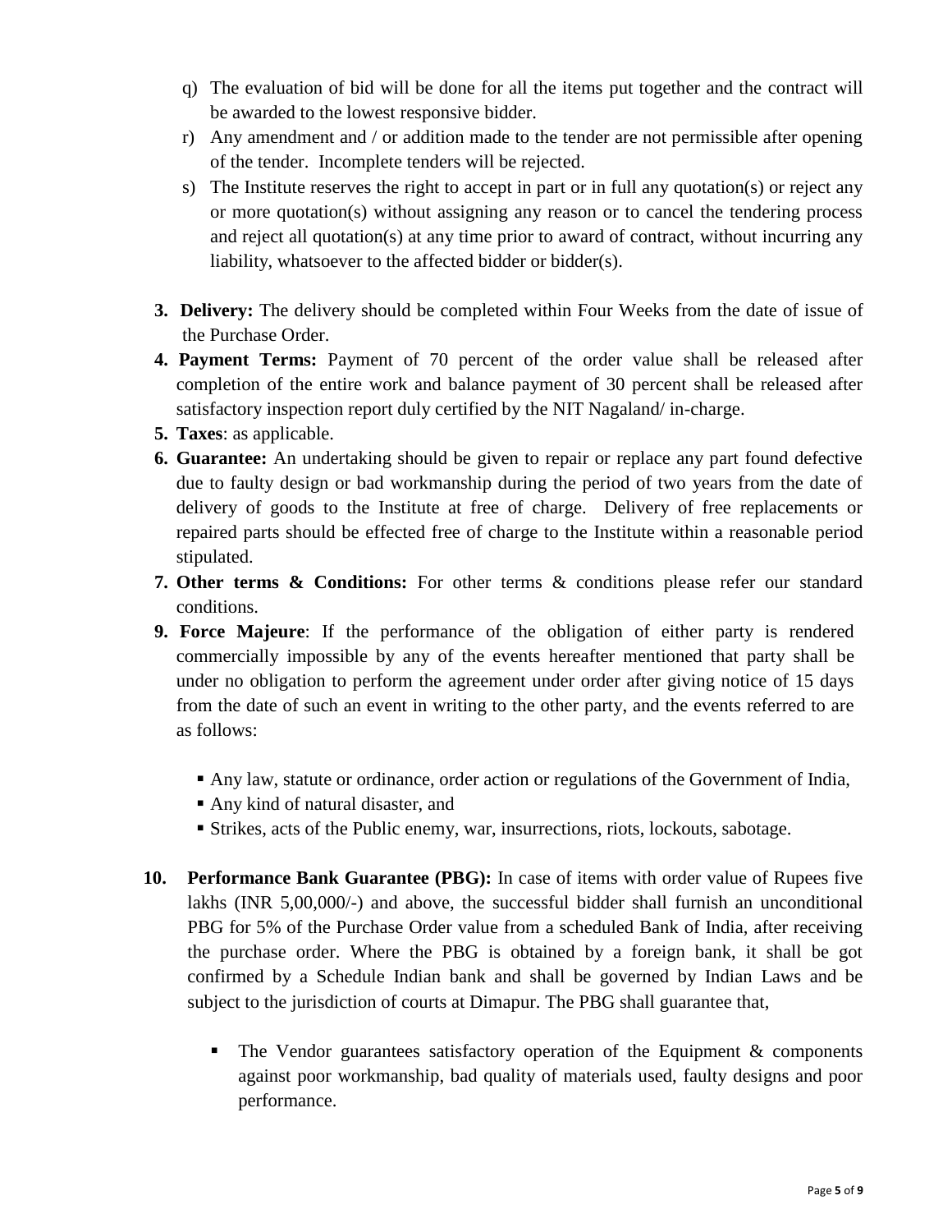q) The evaluation of bid will be done for all the items put together and the contract will be awarded to the lowest responsive bidder.

r) Any amendment and / or addition made to the tender are not permissible after opening of the tender. Incomplete tenders will be rejected.

s) The Institute reserves the right to accept in part or in full any quotation(s) or reject any or more quotation(s) without assigning any reason or to cancel the tendering process and reject all quotation(s) at any time prior to award of contract, without incurring any liability, whatsoever to the affected bidder or bidder(s).

3. **Delivery:** The delivery should be completed within Four Weeks from the date of issue of the Purchase Order.
4. **Payment Terms:** Payment of 70 percent of the order value shall be released after completion of the entire work and balance payment of 30 percent shall be released after satisfactory inspection report duly certified by the NIT Nagaland/ in-charge.
5. **Taxes**: as applicable.
6. **Guarantee:** An undertaking should be given to repair or replace any part found defective due to faulty design or bad workmanship during the period of two years from the date of delivery of goods to the Institute at free of charge. Delivery of free replacements or repaired parts should be effected free of charge to the Institute within a reasonable period stipulated.
7. **Other terms & Conditions:** For other terms & conditions please refer our standard conditions.
9. **Force Majeure**: If the performance of the obligation of either party is rendered commercially impossible by any of the events hereafter mentioned that party shall be under no obligation to perform the agreement under order after giving notice of 15 days from the date of such an event in writing to the other party, and the events referred to are as follows:

   - Any law, statute or ordinance, order action or regulations of the Government of India,
   - Any kind of natural disaster, and
   - Strikes, acts of the Public enemy, war, insurrections, riots, lockouts, sabotage.

10. **Performance Bank Guarantee (PBG):** In case of items with order value of Rupees five lakhs (INR 5,00,000/-) and above, the successful bidder shall furnish an unconditional PBG for 5% of the Purchase Order value from a scheduled Bank of India, after receiving the purchase order. Where the PBG is obtained by a foreign bank, it shall be got confirmed by a Schedule Indian bank and shall be governed by Indian Laws and be subject to the jurisdiction of courts at Dimapur. The PBG shall guarantee that,

    - The Vendor guarantees satisfactory operation of the Equipment & components against poor workmanship, bad quality of materials used, faulty designs and poor performance.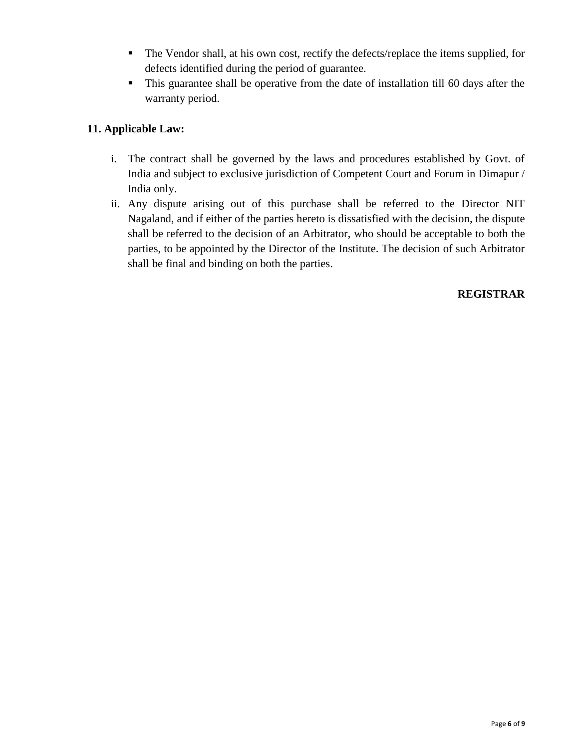- The Vendor shall, at his own cost, rectify the defects/replace the items supplied, for defects identified during the period of guarantee.
- This guarantee shall be operative from the date of installation till 60 days after the warranty period.

**11. Applicable Law:**

i. The contract shall be governed by the laws and procedures established by Govt. of India and subject to exclusive jurisdiction of Competent Court and Forum in Dimapur / India only.

ii. Any dispute arising out of this purchase shall be referred to the Director NIT Nagaland, and if either of the parties hereto is dissatisfied with the decision, the dispute shall be referred to the decision of an Arbitrator, who should be acceptable to both the parties, to be appointed by the Director of the Institute. The decision of such Arbitrator shall be final and binding on both the parties.

**REGISTRAR**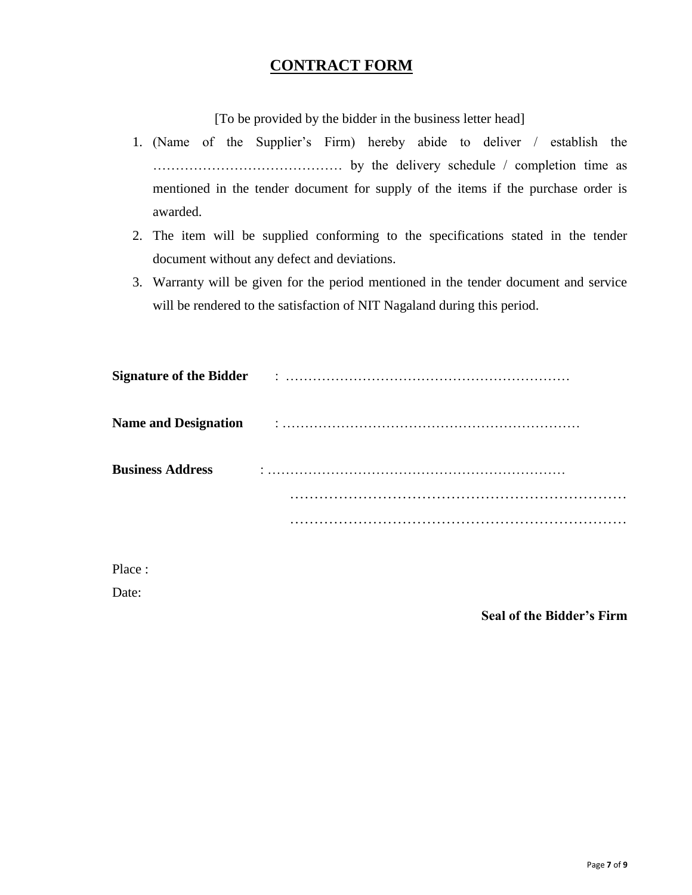# CONTRACT FORM

[To be provided by the bidder in the business letter head]

1. (Name of the Supplier's Firm) hereby abide to deliver / establish the …………………………………… by the delivery schedule / completion time as mentioned in the tender document for supply of the items if the purchase order is awarded.
2. The item will be supplied conforming to the specifications stated in the tender document without any defect and deviations.
3. Warranty will be given for the period mentioned in the tender document and service will be rendered to the satisfaction of NIT Nagaland during this period.

**Signature of the Bidder** : ………………………………………………………

**Name and Designation** : …………………………………………………………

**Business Address** : …………………………………………………………

……………………………………………………………

……………………………………………………………

Place :

Date:

**Seal of the Bidder's Firm**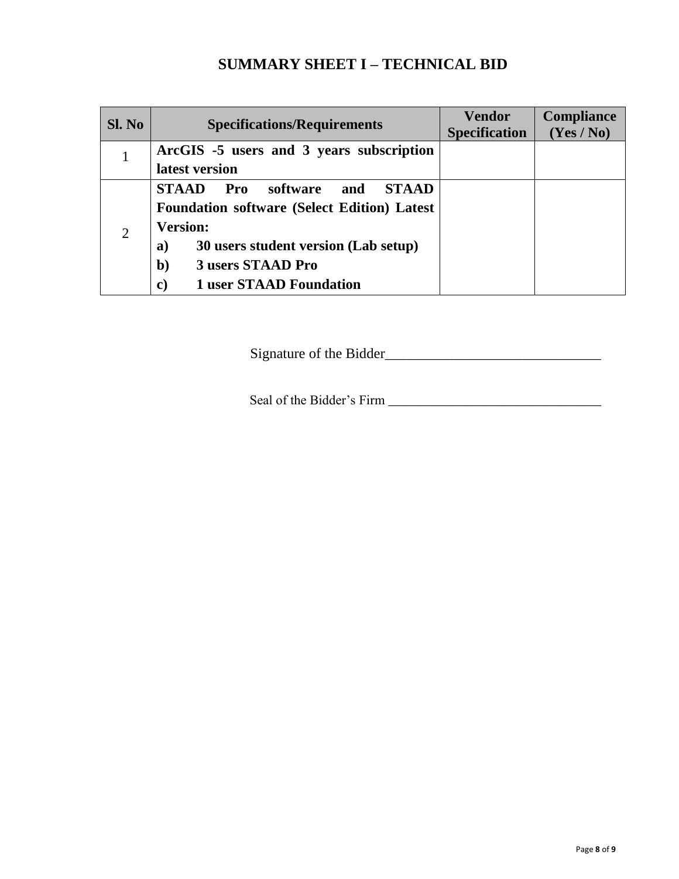# SUMMARY SHEET I – TECHNICAL BID

| Sl. No | Specifications/Requirements | Vendor Specification | Compliance (Yes / No) |
|---|---|---|---|
| 1 | **ArcGIS -5 users and 3 years subscription latest version** | | |
| 2 | **STAAD Pro software and STAAD Foundation software (Select Edition) Latest Version:**<br>**a) 30 users student version (Lab setup)**<br>**b) 3 users STAAD Pro**<br>**c) 1 user STAAD Foundation** | | |

Signature of the Bidder_______________________________

Seal of the Bidder's Firm _______________________________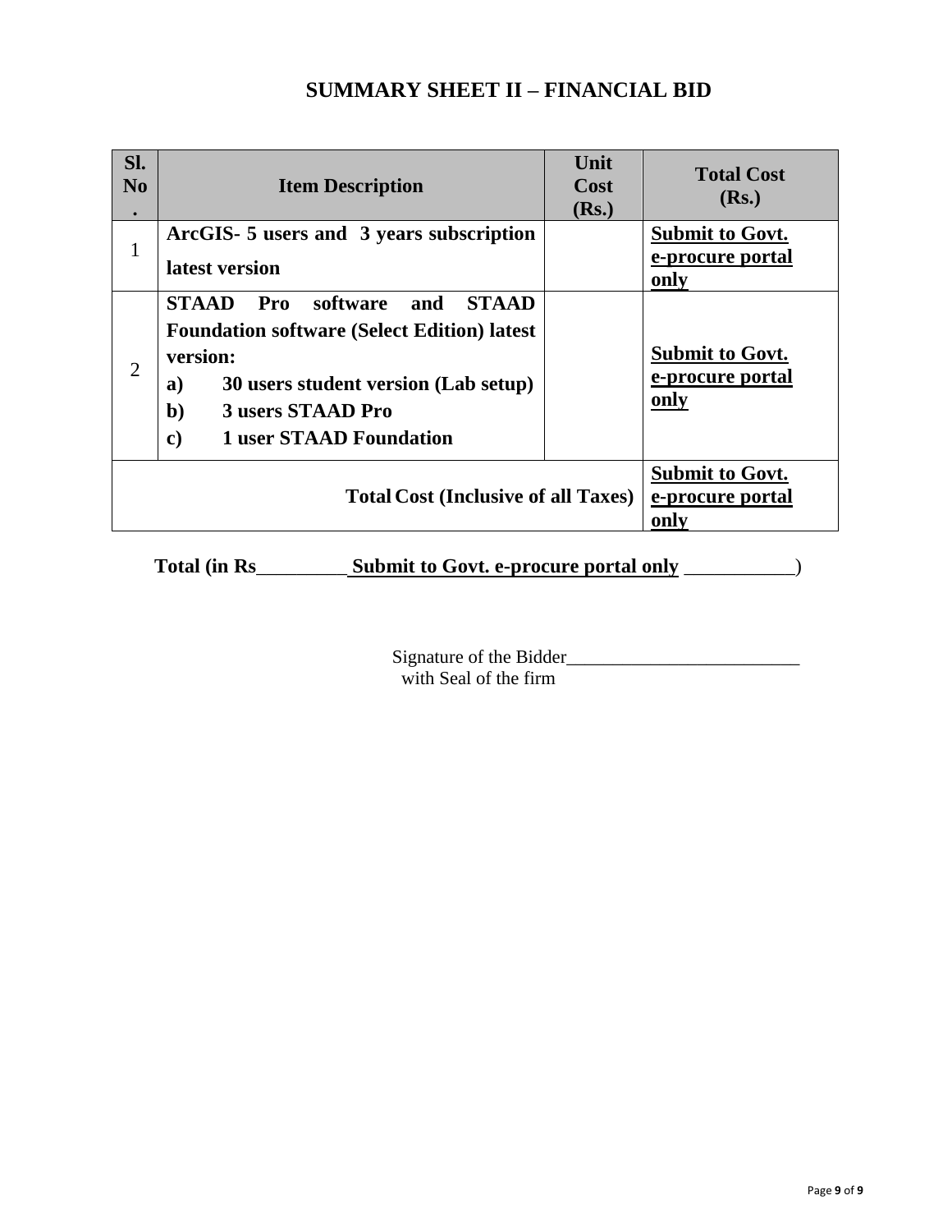# SUMMARY SHEET II – FINANCIAL BID

| Sl. No. | Item Description | Unit Cost (Rs.) | Total Cost (Rs.) |
|---|---|---|---|
| 1 | **ArcGIS- 5 users and 3 years subscription latest version** | | **Submit to Govt. e-procure portal only** |
| 2 | **STAAD Pro software and STAAD Foundation software (Select Edition) latest version:**<br>**a) 30 users student version (Lab setup)**<br>**b) 3 users STAAD Pro**<br>**c) 1 user STAAD Foundation** | | **Submit to Govt. e-procure portal only** |
| | **Total Cost (Inclusive of all Taxes)** | | **Submit to Govt. e-procure portal only** |

**Total (in Rs_________ Submit to Govt. e-procure portal only ___________)**

Signature of the Bidder_________________________
with Seal of the firm